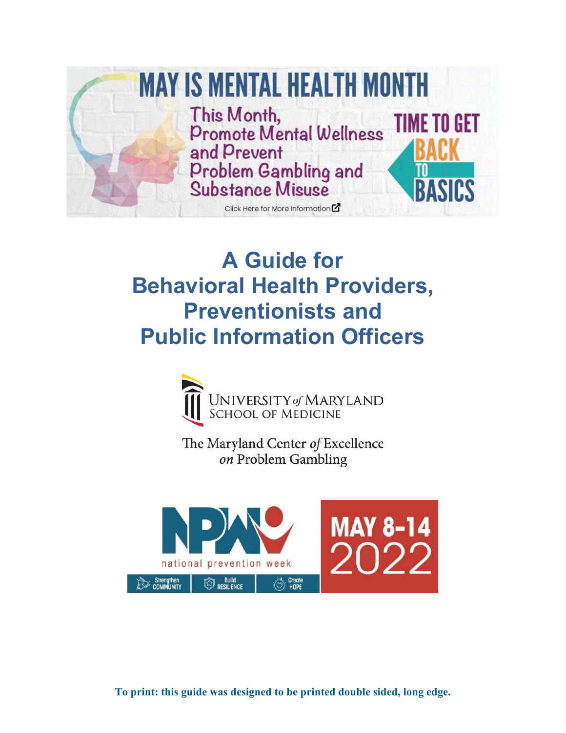MAY IS MENTAL HEALTH MONTH

This Month, Promote Mental Wellness and Prevent Problem Gambling and Substance Misuse

TIME TO GET BACK TO BASICS

Click Here for More Information

# A Guide for Behavioral Health Providers, Preventionists and Public Information Officers

UNIVERSITY *of* MARYLAND
SCHOOL OF MEDICINE

The Maryland Center *of* Excellence *on* Problem Gambling

NPW national prevention week

Strengthen COMMUNITY | Build RESILIENCE | Create HOPE

MAY 8-14 2022

**To print: this guide was designed to be printed double sided, long edge.**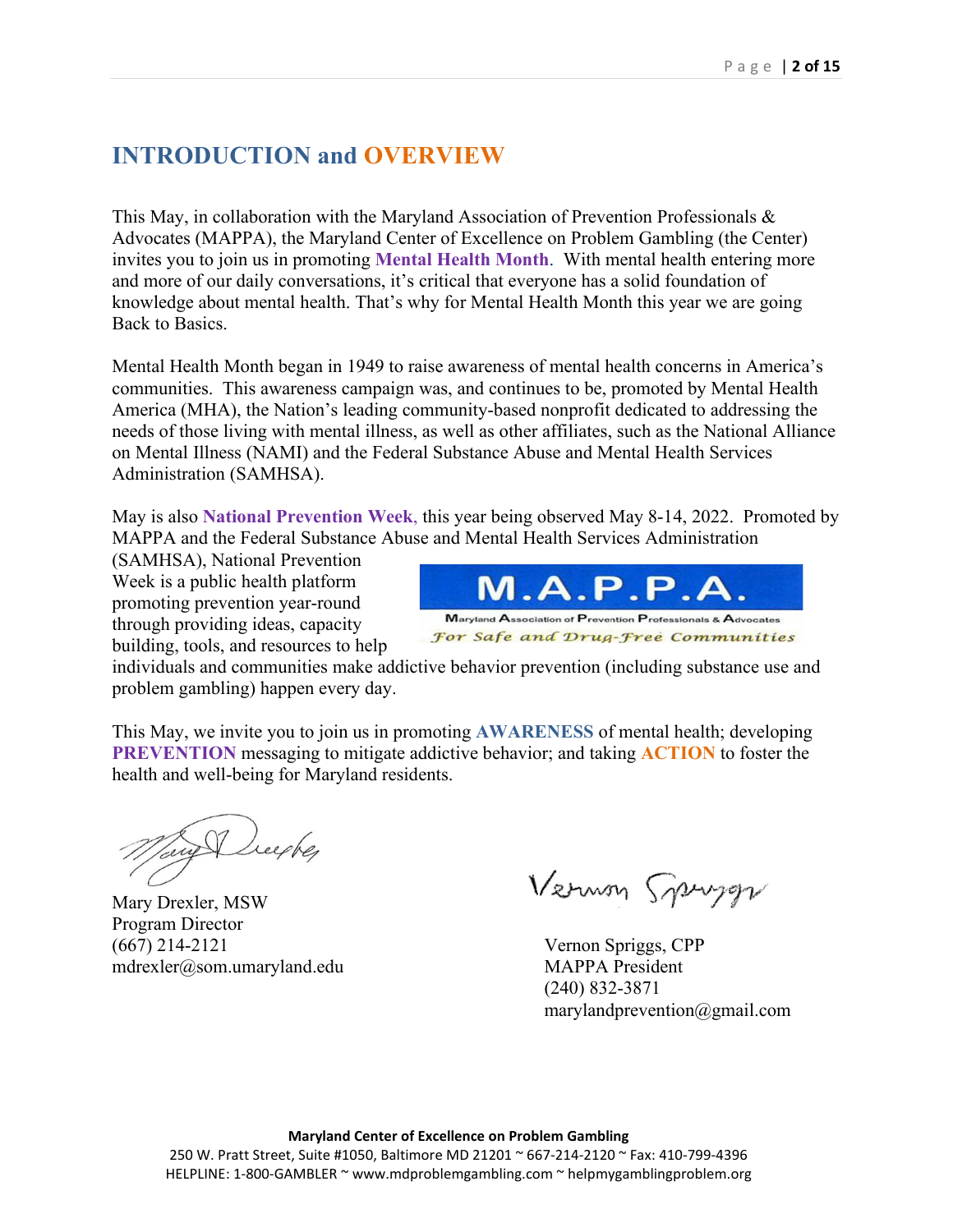# INTRODUCTION and OVERVIEW

This May, in collaboration with the Maryland Association of Prevention Professionals & Advocates (MAPPA), the Maryland Center of Excellence on Problem Gambling (the Center) invites you to join us in promoting **Mental Health Month**. With mental health entering more and more of our daily conversations, it's critical that everyone has a solid foundation of knowledge about mental health. That's why for Mental Health Month this year we are going Back to Basics.

Mental Health Month began in 1949 to raise awareness of mental health concerns in America's communities. This awareness campaign was, and continues to be, promoted by Mental Health America (MHA), the Nation's leading community-based nonprofit dedicated to addressing the needs of those living with mental illness, as well as other affiliates, such as the National Alliance on Mental Illness (NAMI) and the Federal Substance Abuse and Mental Health Services Administration (SAMHSA).

May is also **National Prevention Week**, this year being observed May 8-14, 2022. Promoted by MAPPA and the Federal Substance Abuse and Mental Health Services Administration (SAMHSA), National Prevention Week is a public health platform promoting prevention year-round through providing ideas, capacity building, tools, and resources to help individuals and communities make addictive behavior prevention (including substance use and problem gambling) happen every day.

M.A.P.P.A.
Maryland Association of Prevention Professionals & Advocates
*For Safe and Drug-Free Communities*

This May, we invite you to join us in promoting **AWARENESS** of mental health; developing **PREVENTION** messaging to mitigate addictive behavior; and taking **ACTION** to foster the health and well-being for Maryland residents.

Mary Drexler, MSW
Program Director
(667) 214-2121
mdrexler@som.umaryland.edu

Vernon Spriggs, CPP
MAPPA President
(240) 832-3871
marylandprevention@gmail.com

**Maryland Center of Excellence on Problem Gambling**
250 W. Pratt Street, Suite #1050, Baltimore MD 21201 ~ 667-214-2120 ~ Fax: 410-799-4396
HELPLINE: 1-800-GAMBLER ~ www.mdproblemgambling.com ~ helpmygamblingproblem.org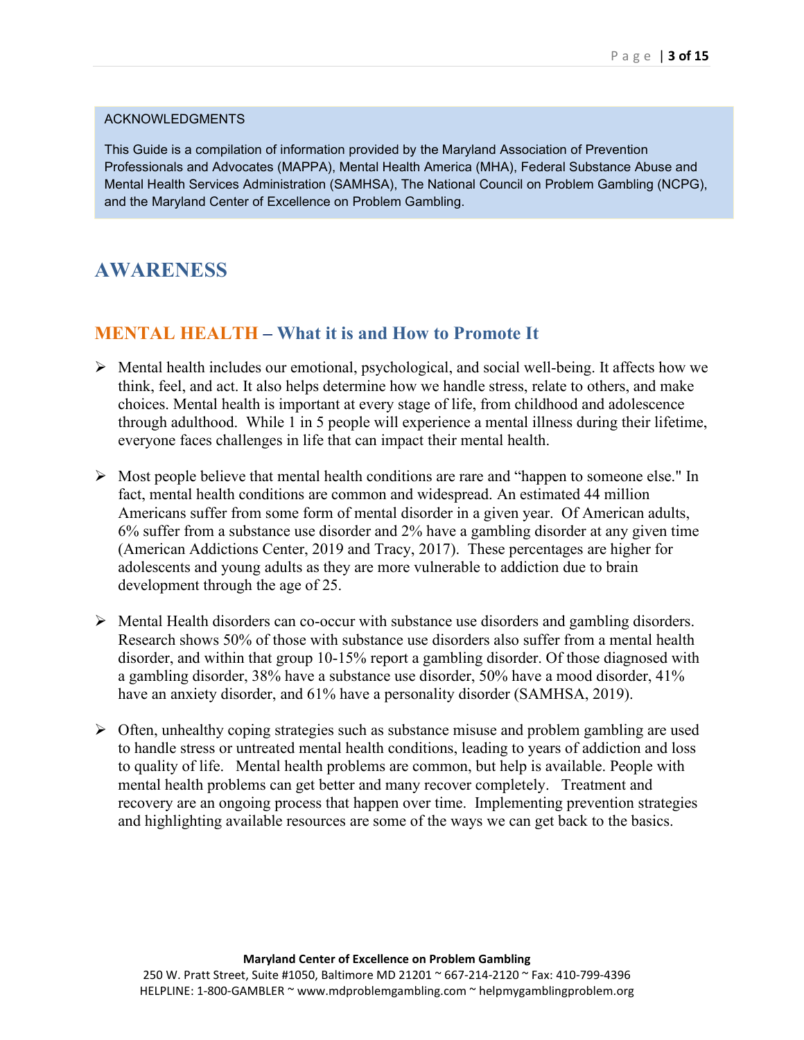ACKNOWLEDGMENTS

This Guide is a compilation of information provided by the Maryland Association of Prevention Professionals and Advocates (MAPPA), Mental Health America (MHA), Federal Substance Abuse and Mental Health Services Administration (SAMHSA), The National Council on Problem Gambling (NCPG), and the Maryland Center of Excellence on Problem Gambling.

# AWARENESS

## MENTAL HEALTH – What it is and How to Promote It

- Mental health includes our emotional, psychological, and social well-being. It affects how we think, feel, and act. It also helps determine how we handle stress, relate to others, and make choices. Mental health is important at every stage of life, from childhood and adolescence through adulthood. While 1 in 5 people will experience a mental illness during their lifetime, everyone faces challenges in life that can impact their mental health.

- Most people believe that mental health conditions are rare and "happen to someone else." In fact, mental health conditions are common and widespread. An estimated 44 million Americans suffer from some form of mental disorder in a given year. Of American adults, 6% suffer from a substance use disorder and 2% have a gambling disorder at any given time (American Addictions Center, 2019 and Tracy, 2017). These percentages are higher for adolescents and young adults as they are more vulnerable to addiction due to brain development through the age of 25.

- Mental Health disorders can co-occur with substance use disorders and gambling disorders. Research shows 50% of those with substance use disorders also suffer from a mental health disorder, and within that group 10-15% report a gambling disorder. Of those diagnosed with a gambling disorder, 38% have a substance use disorder, 50% have a mood disorder, 41% have an anxiety disorder, and 61% have a personality disorder (SAMHSA, 2019).

- Often, unhealthy coping strategies such as substance misuse and problem gambling are used to handle stress or untreated mental health conditions, leading to years of addiction and loss to quality of life. Mental health problems are common, but help is available. People with mental health problems can get better and many recover completely. Treatment and recovery are an ongoing process that happen over time. Implementing prevention strategies and highlighting available resources are some of the ways we can get back to the basics.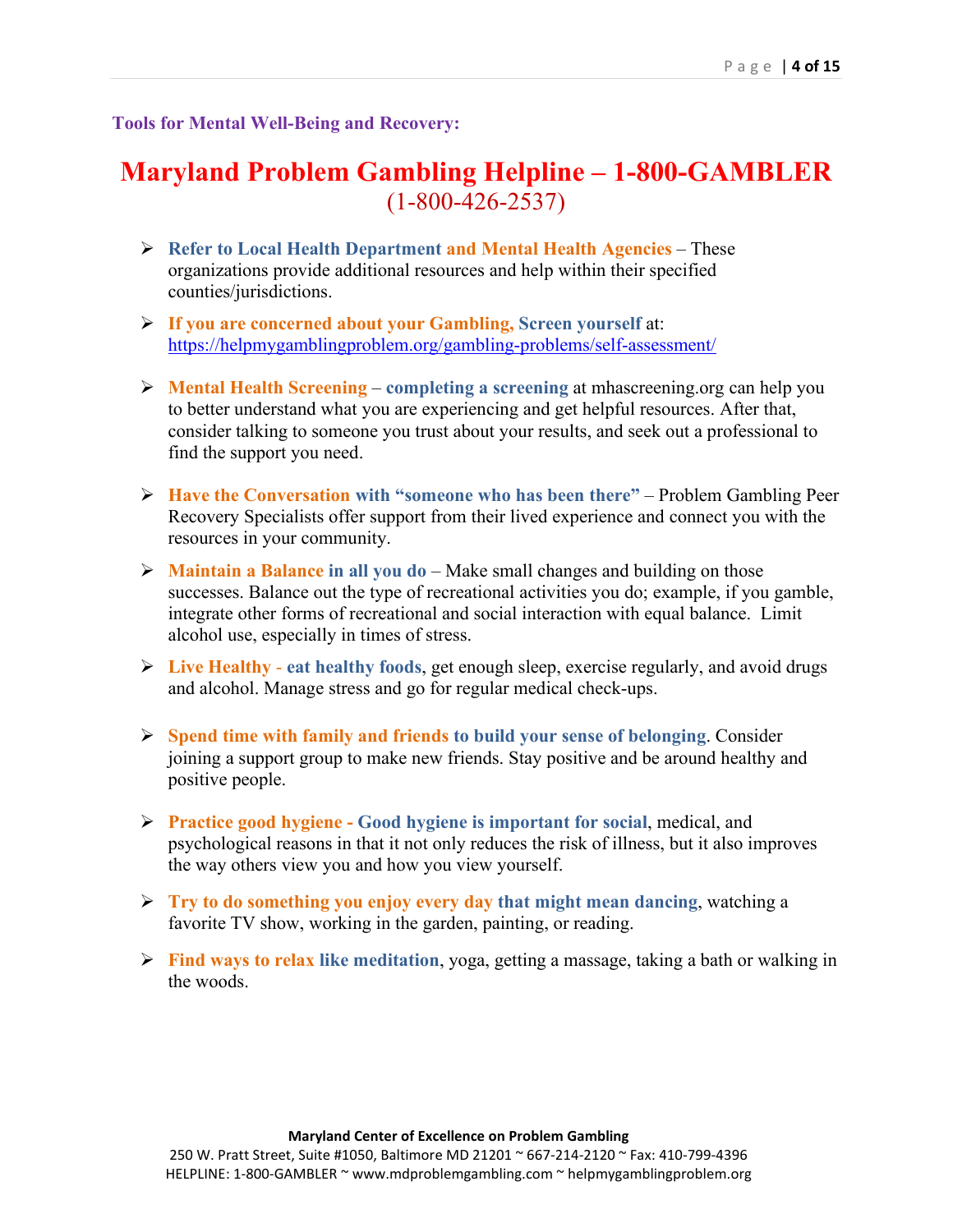**Tools for Mental Well-Being and Recovery:**

# Maryland Problem Gambling Helpline – 1-800-GAMBLER

(1-800-426-2537)

- **Refer to Local Health Department and Mental Health Agencies** – These organizations provide additional resources and help within their specified counties/jurisdictions.
- **If you are concerned about your Gambling, Screen yourself** at: https://helpmygamblingproblem.org/gambling-problems/self-assessment/
- **Mental Health Screening** – **completing a screening** at mhascreening.org can help you to better understand what you are experiencing and get helpful resources. After that, consider talking to someone you trust about your results, and seek out a professional to find the support you need.
- **Have the Conversation with "someone who has been there"** – Problem Gambling Peer Recovery Specialists offer support from their lived experience and connect you with the resources in your community.
- **Maintain a Balance in all you do** – Make small changes and building on those successes. Balance out the type of recreational activities you do; example, if you gamble, integrate other forms of recreational and social interaction with equal balance. Limit alcohol use, especially in times of stress.
- **Live Healthy - eat healthy foods**, get enough sleep, exercise regularly, and avoid drugs and alcohol. Manage stress and go for regular medical check-ups.
- **Spend time with family and friends to build your sense of belonging**. Consider joining a support group to make new friends. Stay positive and be around healthy and positive people.
- **Practice good hygiene - Good hygiene is important for social**, medical, and psychological reasons in that it not only reduces the risk of illness, but it also improves the way others view you and how you view yourself.
- **Try to do something you enjoy every day that might mean dancing**, watching a favorite TV show, working in the garden, painting, or reading.
- **Find ways to relax like meditation**, yoga, getting a massage, taking a bath or walking in the woods.

**Maryland Center of Excellence on Problem Gambling**
250 W. Pratt Street, Suite #1050, Baltimore MD 21201 ~ 667-214-2120 ~ Fax: 410-799-4396
HELPLINE: 1-800-GAMBLER ~ www.mdproblemgambling.com ~ helpmygamblingproblem.org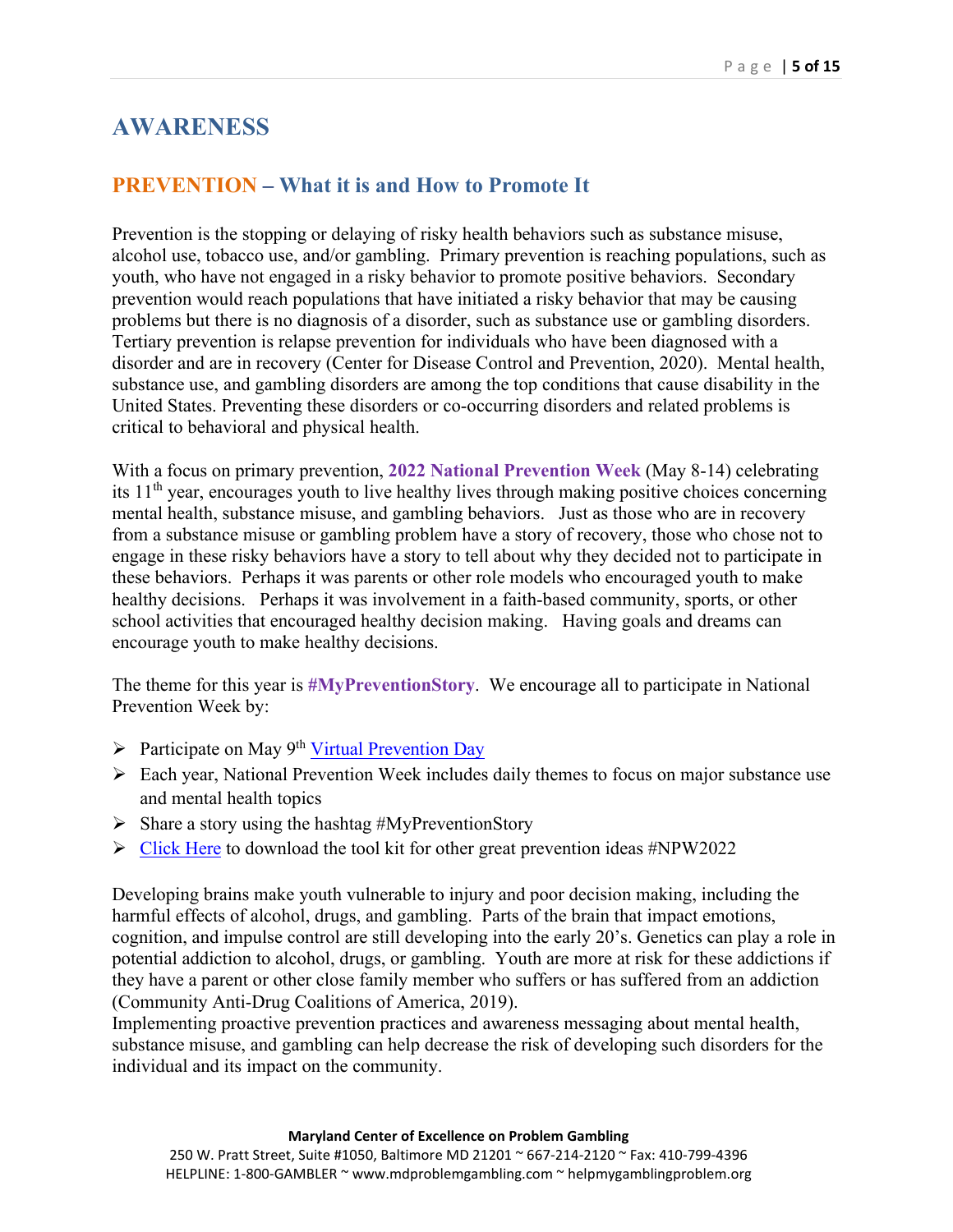# AWARENESS

## PREVENTION – What it is and How to Promote It

Prevention is the stopping or delaying of risky health behaviors such as substance misuse, alcohol use, tobacco use, and/or gambling. Primary prevention is reaching populations, such as youth, who have not engaged in a risky behavior to promote positive behaviors. Secondary prevention would reach populations that have initiated a risky behavior that may be causing problems but there is no diagnosis of a disorder, such as substance use or gambling disorders. Tertiary prevention is relapse prevention for individuals who have been diagnosed with a disorder and are in recovery (Center for Disease Control and Prevention, 2020). Mental health, substance use, and gambling disorders are among the top conditions that cause disability in the United States. Preventing these disorders or co-occurring disorders and related problems is critical to behavioral and physical health.

With a focus on primary prevention, **2022 National Prevention Week** (May 8-14) celebrating its 11th year, encourages youth to live healthy lives through making positive choices concerning mental health, substance misuse, and gambling behaviors. Just as those who are in recovery from a substance misuse or gambling problem have a story of recovery, those who chose not to engage in these risky behaviors have a story to tell about why they decided not to participate in these behaviors. Perhaps it was parents or other role models who encouraged youth to make healthy decisions. Perhaps it was involvement in a faith-based community, sports, or other school activities that encouraged healthy decision making. Having goals and dreams can encourage youth to make healthy decisions.

The theme for this year is **#MyPreventionStory**. We encourage all to participate in National Prevention Week by:

- Participate on May 9th Virtual Prevention Day
- Each year, National Prevention Week includes daily themes to focus on major substance use and mental health topics
- Share a story using the hashtag #MyPreventionStory
- Click Here to download the tool kit for other great prevention ideas #NPW2022

Developing brains make youth vulnerable to injury and poor decision making, including the harmful effects of alcohol, drugs, and gambling. Parts of the brain that impact emotions, cognition, and impulse control are still developing into the early 20's. Genetics can play a role in potential addiction to alcohol, drugs, or gambling. Youth are more at risk for these addictions if they have a parent or other close family member who suffers or has suffered from an addiction (Community Anti-Drug Coalitions of America, 2019).
Implementing proactive prevention practices and awareness messaging about mental health, substance misuse, and gambling can help decrease the risk of developing such disorders for the individual and its impact on the community.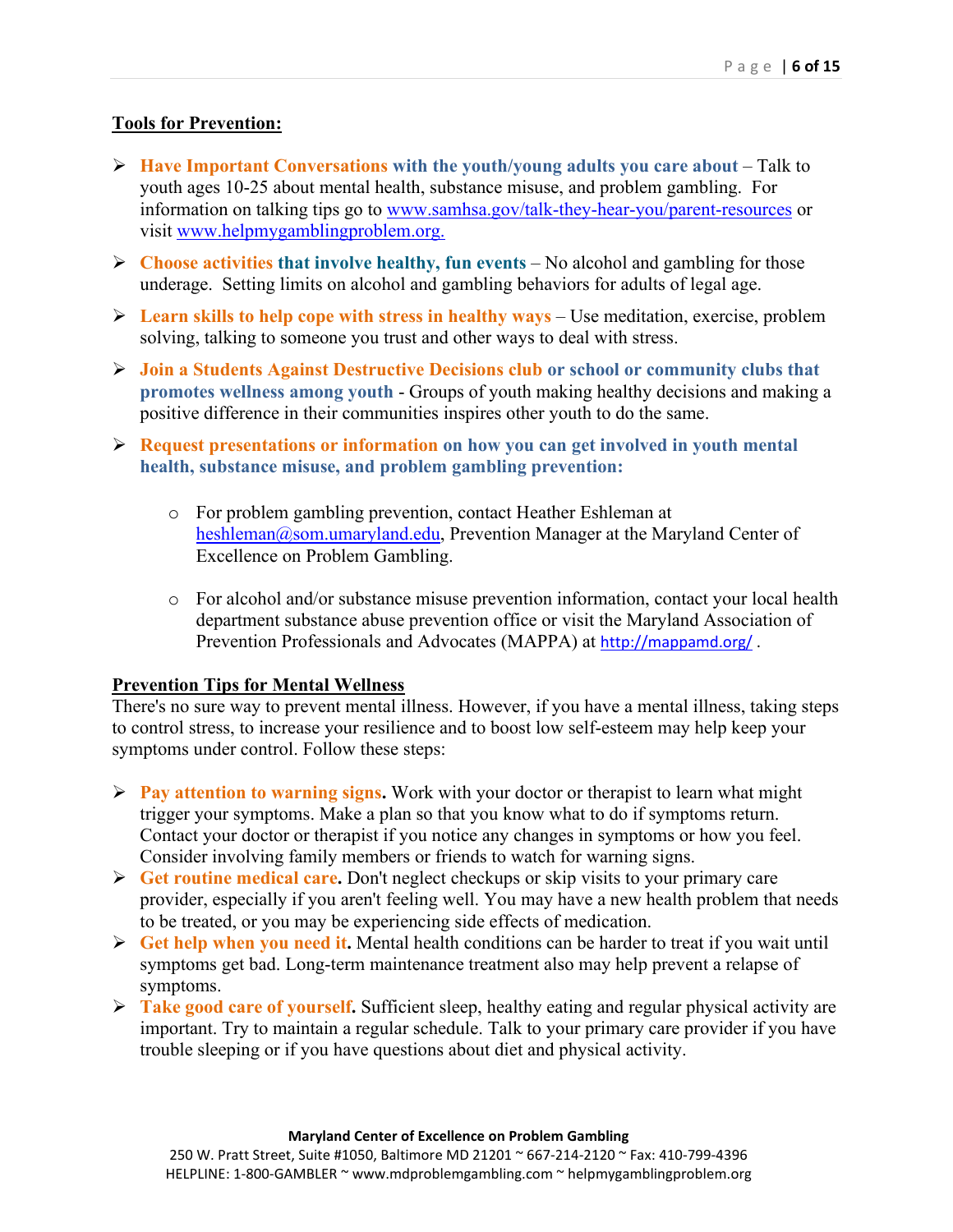**Tools for Prevention:**

- **Have Important Conversations with the youth/young adults you care about** – Talk to youth ages 10-25 about mental health, substance misuse, and problem gambling. For information on talking tips go to www.samhsa.gov/talk-they-hear-you/parent-resources or visit www.helpmygamblingproblem.org.
- **Choose activities that involve healthy, fun events** – No alcohol and gambling for those underage. Setting limits on alcohol and gambling behaviors for adults of legal age.
- **Learn skills to help cope with stress in healthy ways** – Use meditation, exercise, problem solving, talking to someone you trust and other ways to deal with stress.
- **Join a Students Against Destructive Decisions club or school or community clubs that promotes wellness among youth** - Groups of youth making healthy decisions and making a positive difference in their communities inspires other youth to do the same.
- **Request presentations or information on how you can get involved in youth mental health, substance misuse, and problem gambling prevention:**
  - For problem gambling prevention, contact Heather Eshleman at heshleman@som.umaryland.edu, Prevention Manager at the Maryland Center of Excellence on Problem Gambling.
  - For alcohol and/or substance misuse prevention information, contact your local health department substance abuse prevention office or visit the Maryland Association of Prevention Professionals and Advocates (MAPPA) at http://mappamd.org/ .

**Prevention Tips for Mental Wellness**

There's no sure way to prevent mental illness. However, if you have a mental illness, taking steps to control stress, to increase your resilience and to boost low self-esteem may help keep your symptoms under control. Follow these steps:

- **Pay attention to warning signs.** Work with your doctor or therapist to learn what might trigger your symptoms. Make a plan so that you know what to do if symptoms return. Contact your doctor or therapist if you notice any changes in symptoms or how you feel. Consider involving family members or friends to watch for warning signs.
- **Get routine medical care.** Don't neglect checkups or skip visits to your primary care provider, especially if you aren't feeling well. You may have a new health problem that needs to be treated, or you may be experiencing side effects of medication.
- **Get help when you need it.** Mental health conditions can be harder to treat if you wait until symptoms get bad. Long-term maintenance treatment also may help prevent a relapse of symptoms.
- **Take good care of yourself.** Sufficient sleep, healthy eating and regular physical activity are important. Try to maintain a regular schedule. Talk to your primary care provider if you have trouble sleeping or if you have questions about diet and physical activity.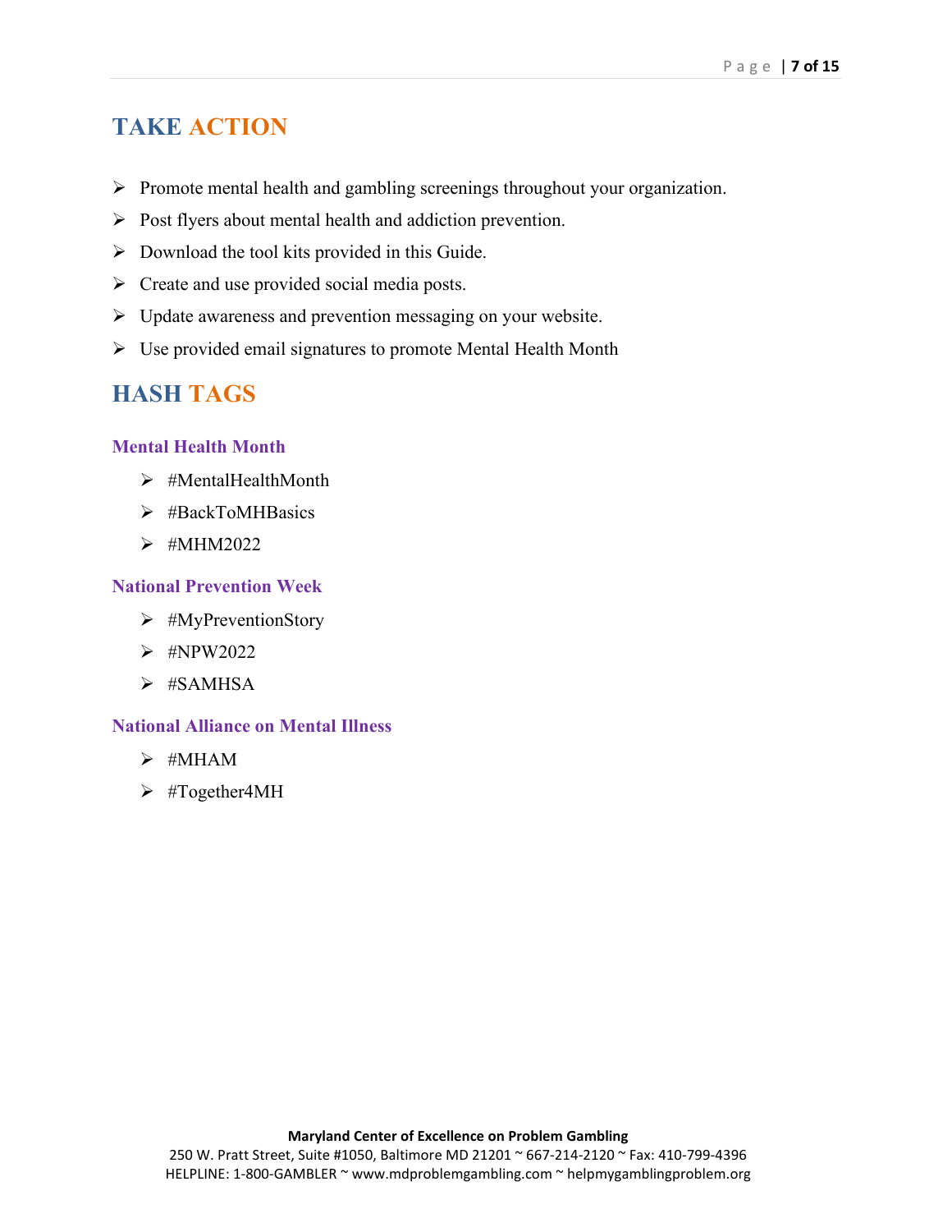## TAKE ACTION

- Promote mental health and gambling screenings throughout your organization.
- Post flyers about mental health and addiction prevention.
- Download the tool kits provided in this Guide.
- Create and use provided social media posts.
- Update awareness and prevention messaging on your website.
- Use provided email signatures to promote Mental Health Month

## HASH TAGS

### Mental Health Month

- #MentalHealthMonth
- #BackToMHBasics
- #MHM2022

### National Prevention Week

- #MyPreventionStory
- #NPW2022
- #SAMHSA

### National Alliance on Mental Illness

- #MHAM
- #Together4MH

**Maryland Center of Excellence on Problem Gambling**
250 W. Pratt Street, Suite #1050, Baltimore MD 21201 ~ 667-214-2120 ~ Fax: 410-799-4396
HELPLINE: 1-800-GAMBLER ~ www.mdproblemgambling.com ~ helpmygamblingproblem.org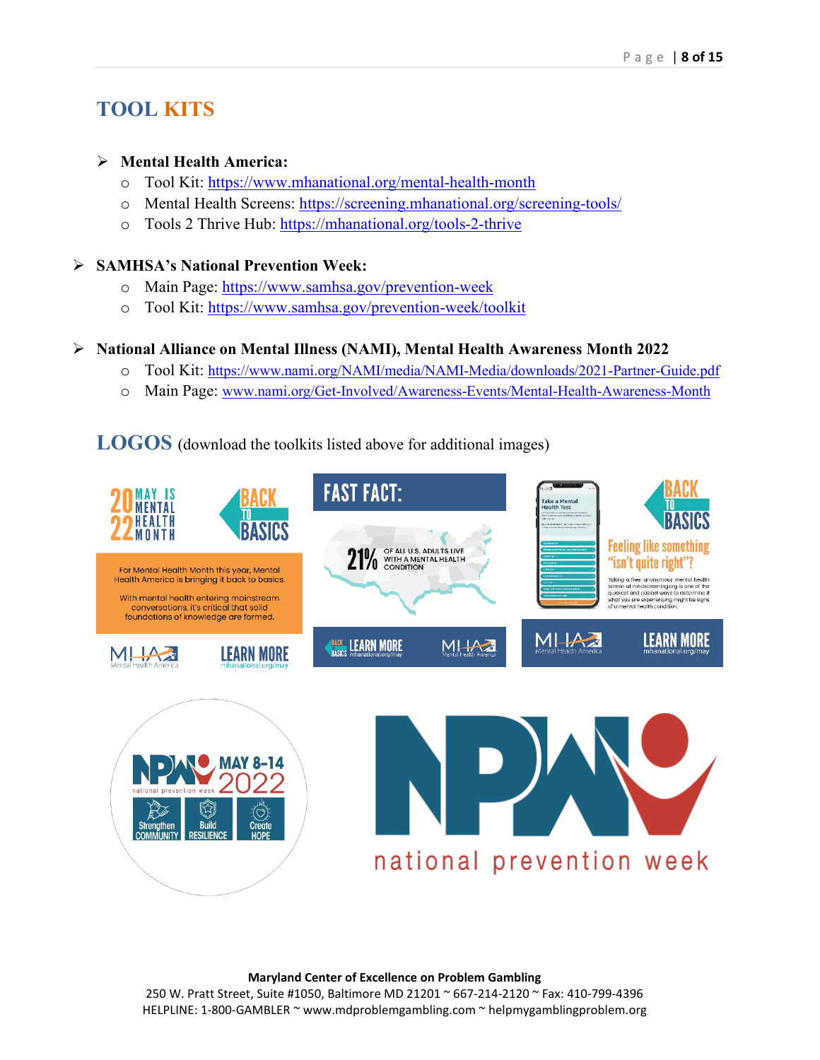## TOOL KITS

- **Mental Health America:**
  - Tool Kit: https://www.mhanational.org/mental-health-month
  - Mental Health Screens: https://screening.mhanational.org/screening-tools/
  - Tools 2 Thrive Hub: https://mhanational.org/tools-2-thrive

- **SAMHSA's National Prevention Week:**
  - Main Page: https://www.samhsa.gov/prevention-week
  - Tool Kit: https://www.samhsa.gov/prevention-week/toolkit

- **National Alliance on Mental Illness (NAMI), Mental Health Awareness Month 2022**
  - Tool Kit: https://www.nami.org/NAMI/media/NAMI-Media/downloads/2021-Partner-Guide.pdf
  - Main Page: www.nami.org/Get-Involved/Awareness-Events/Mental-Health-Awareness-Month

## LOGOS (download the toolkits listed above for additional images)

**Maryland Center of Excellence on Problem Gambling**
250 W. Pratt Street, Suite #1050, Baltimore MD 21201 ~ 667-214-2120 ~ Fax: 410-799-4396
HELPLINE: 1-800-GAMBLER ~ www.mdproblemgambling.com ~ helpmygamblingproblem.org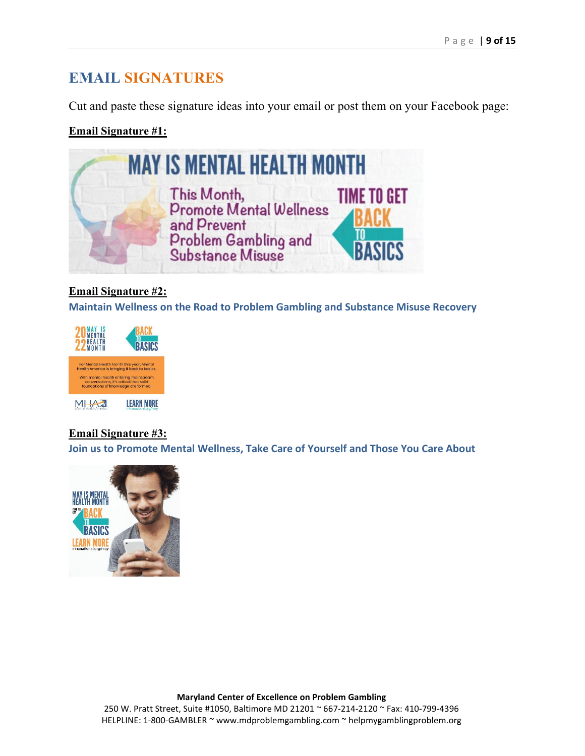## EMAIL SIGNATURES

Cut and paste these signature ideas into your email or post them on your Facebook page:

**Email Signature #1:**

**Email Signature #2:**

**Maintain Wellness on the Road to Problem Gambling and Substance Misuse Recovery**

**Email Signature #3:**

**Join us to Promote Mental Wellness, Take Care of Yourself and Those You Care About**

**Maryland Center of Excellence on Problem Gambling**
250 W. Pratt Street, Suite #1050, Baltimore MD 21201 ~ 667-214-2120 ~ Fax: 410-799-4396
HELPLINE: 1-800-GAMBLER ~ www.mdproblemgambling.com ~ helpmygamblingproblem.org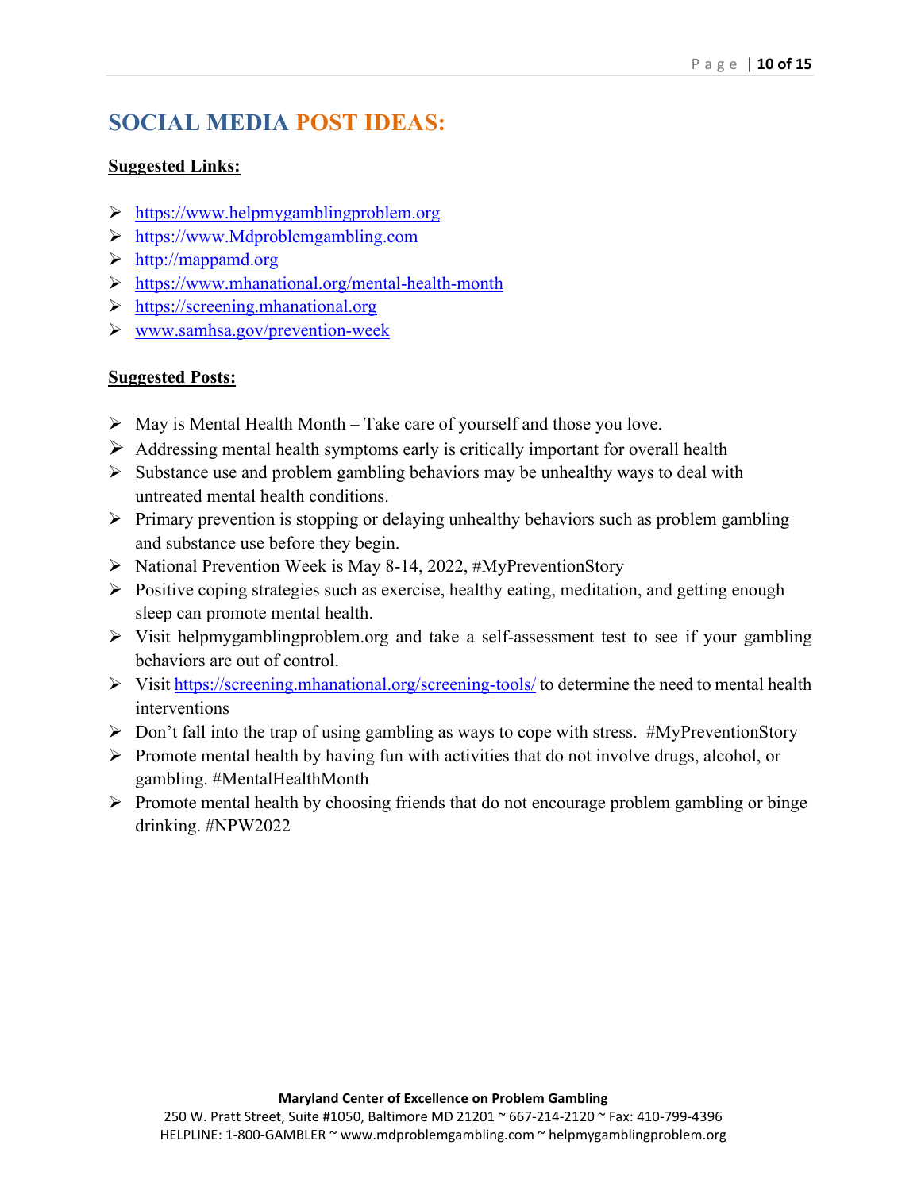# SOCIAL MEDIA POST IDEAS:

**Suggested Links:**

- https://www.helpmygamblingproblem.org
- https://www.Mdproblemgambling.com
- http://mappamd.org
- https://www.mhanational.org/mental-health-month
- https://screening.mhanational.org
- www.samhsa.gov/prevention-week

**Suggested Posts:**

- May is Mental Health Month – Take care of yourself and those you love.
- Addressing mental health symptoms early is critically important for overall health
- Substance use and problem gambling behaviors may be unhealthy ways to deal with untreated mental health conditions.
- Primary prevention is stopping or delaying unhealthy behaviors such as problem gambling and substance use before they begin.
- National Prevention Week is May 8-14, 2022, #MyPreventionStory
- Positive coping strategies such as exercise, healthy eating, meditation, and getting enough sleep can promote mental health.
- Visit helpmygamblingproblem.org and take a self-assessment test to see if your gambling behaviors are out of control.
- Visit https://screening.mhanational.org/screening-tools/ to determine the need to mental health interventions
- Don't fall into the trap of using gambling as ways to cope with stress. #MyPreventionStory
- Promote mental health by having fun with activities that do not involve drugs, alcohol, or gambling. #MentalHealthMonth
- Promote mental health by choosing friends that do not encourage problem gambling or binge drinking. #NPW2022

**Maryland Center of Excellence on Problem Gambling**
250 W. Pratt Street, Suite #1050, Baltimore MD 21201 ~ 667-214-2120 ~ Fax: 410-799-4396
HELPLINE: 1-800-GAMBLER ~ www.mdproblemgambling.com ~ helpmygamblingproblem.org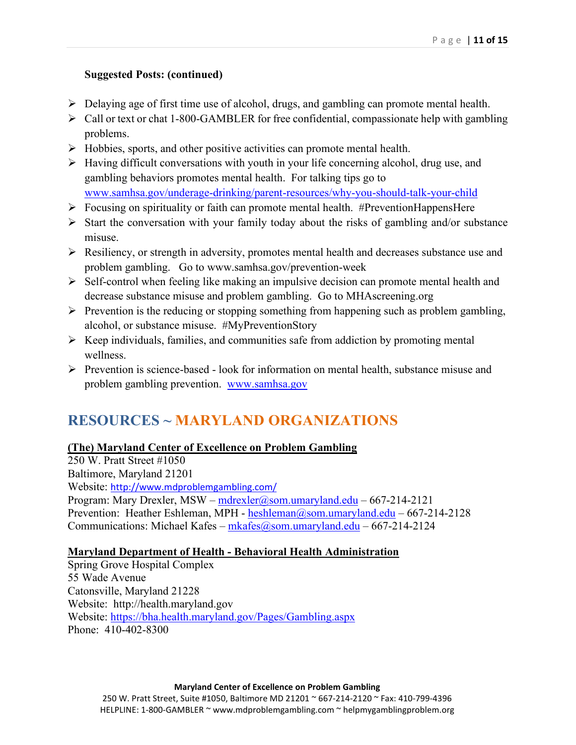**Suggested Posts: (continued)**

- Delaying age of first time use of alcohol, drugs, and gambling can promote mental health.
- Call or text or chat 1-800-GAMBLER for free confidential, compassionate help with gambling problems.
- Hobbies, sports, and other positive activities can promote mental health.
- Having difficult conversations with youth in your life concerning alcohol, drug use, and gambling behaviors promotes mental health. For talking tips go to www.samhsa.gov/underage-drinking/parent-resources/why-you-should-talk-your-child
- Focusing on spirituality or faith can promote mental health. #PreventionHappensHere
- Start the conversation with your family today about the risks of gambling and/or substance misuse.
- Resiliency, or strength in adversity, promotes mental health and decreases substance use and problem gambling. Go to www.samhsa.gov/prevention-week
- Self-control when feeling like making an impulsive decision can promote mental health and decrease substance misuse and problem gambling. Go to MHAscreening.org
- Prevention is the reducing or stopping something from happening such as problem gambling, alcohol, or substance misuse. #MyPreventionStory
- Keep individuals, families, and communities safe from addiction by promoting mental wellness.
- Prevention is science-based - look for information on mental health, substance misuse and problem gambling prevention. www.samhsa.gov

## RESOURCES ~ MARYLAND ORGANIZATIONS

**(The) Maryland Center of Excellence on Problem Gambling**
250 W. Pratt Street #1050
Baltimore, Maryland 21201
Website: http://www.mdproblemgambling.com/
Program: Mary Drexler, MSW – mdrexler@som.umaryland.edu – 667-214-2121
Prevention: Heather Eshleman, MPH - heshleman@som.umaryland.edu – 667-214-2128
Communications: Michael Kafes – mkafes@som.umaryland.edu – 667-214-2124

**Maryland Department of Health - Behavioral Health Administration**
Spring Grove Hospital Complex
55 Wade Avenue
Catonsville, Maryland 21228
Website: http://health.maryland.gov
Website: https://bha.health.maryland.gov/Pages/Gambling.aspx
Phone: 410-402-8300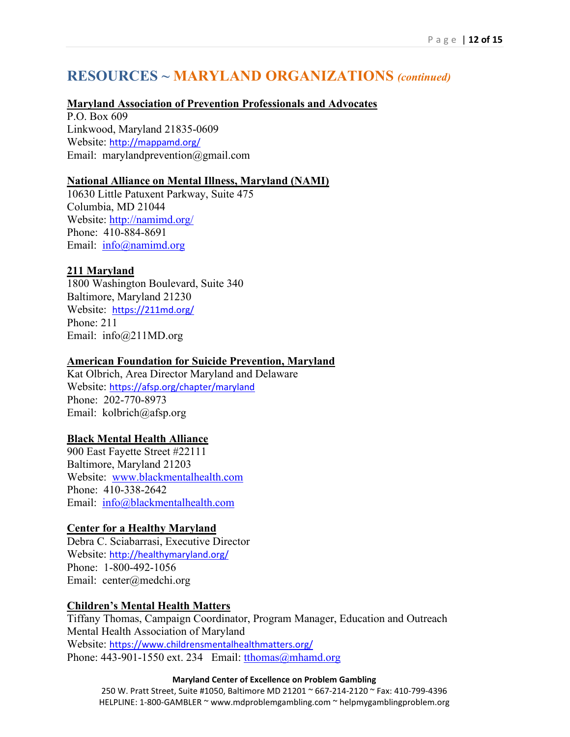# RESOURCES ~ MARYLAND ORGANIZATIONS *(continued)*

**Maryland Association of Prevention Professionals and Advocates**
P.O. Box 609
Linkwood, Maryland 21835-0609
Website: http://mappamd.org/
Email: marylandprevention@gmail.com

**National Alliance on Mental Illness, Maryland (NAMI)**
10630 Little Patuxent Parkway, Suite 475
Columbia, MD 21044
Website: http://namimd.org/
Phone: 410-884-8691
Email: info@namimd.org

**211 Maryland**
1800 Washington Boulevard, Suite 340
Baltimore, Maryland 21230
Website: https://211md.org/
Phone: 211
Email: info@211MD.org

**American Foundation for Suicide Prevention, Maryland**
Kat Olbrich, Area Director Maryland and Delaware
Website: https://afsp.org/chapter/maryland
Phone: 202-770-8973
Email: kolbrich@afsp.org

**Black Mental Health Alliance**
900 East Fayette Street #22111
Baltimore, Maryland 21203
Website: www.blackmentalhealth.com
Phone: 410-338-2642
Email: info@blackmentalhealth.com

**Center for a Healthy Maryland**
Debra C. Sciabarrasi, Executive Director
Website: http://healthymaryland.org/
Phone: 1-800-492-1056
Email: center@medchi.org

**Children's Mental Health Matters**
Tiffany Thomas, Campaign Coordinator, Program Manager, Education and Outreach
Mental Health Association of Maryland
Website: https://www.childrensmentalhealthmatters.org/
Phone: 443-901-1550 ext. 234 Email: tthomas@mhamd.org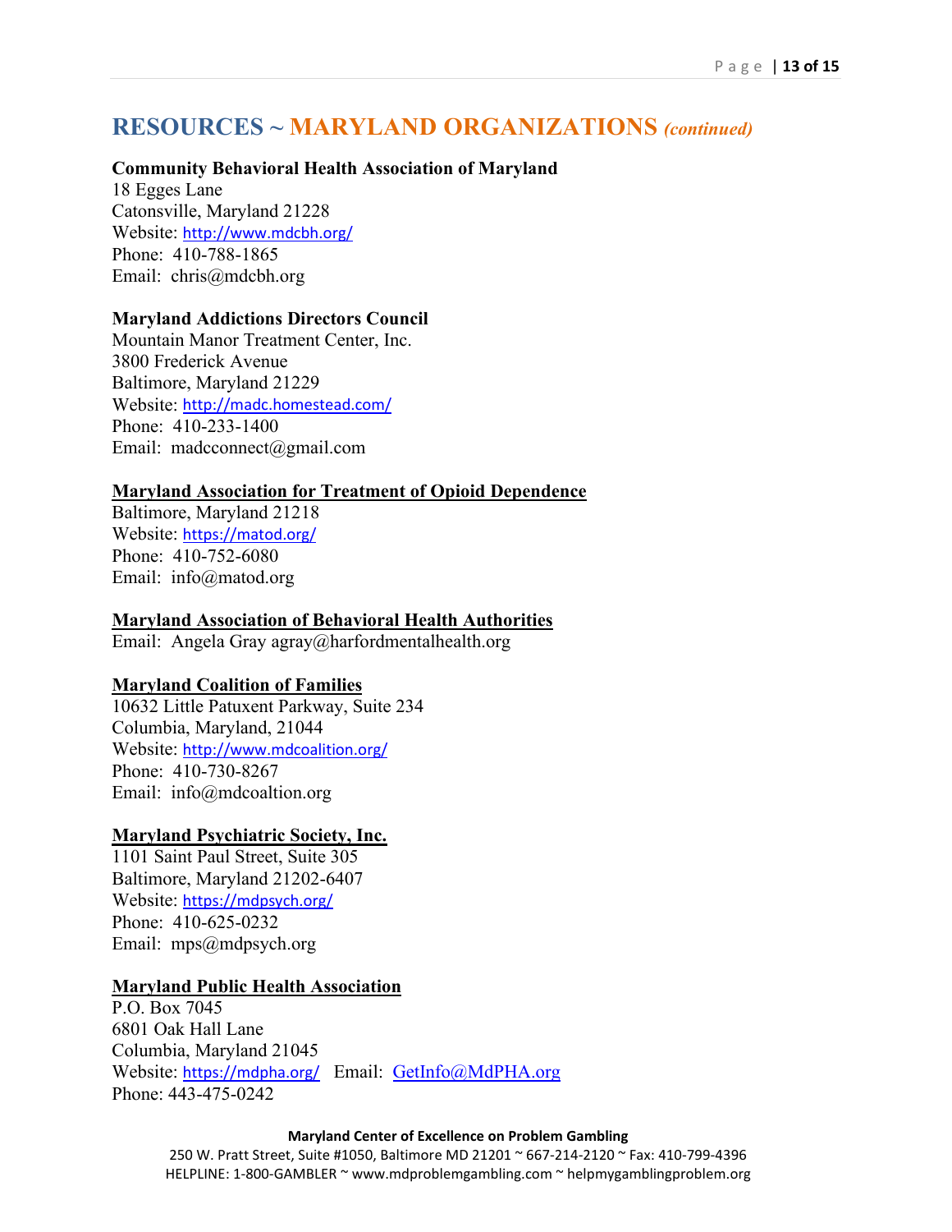# RESOURCES ~ MARYLAND ORGANIZATIONS *(continued)*

**Community Behavioral Health Association of Maryland**
18 Egges Lane
Catonsville, Maryland 21228
Website: http://www.mdcbh.org/
Phone: 410-788-1865
Email: chris@mdcbh.org

**Maryland Addictions Directors Council**
Mountain Manor Treatment Center, Inc.
3800 Frederick Avenue
Baltimore, Maryland 21229
Website: http://madc.homestead.com/
Phone: 410-233-1400
Email: madcconnect@gmail.com

**Maryland Association for Treatment of Opioid Dependence**
Baltimore, Maryland 21218
Website: https://matod.org/
Phone: 410-752-6080
Email: info@matod.org

**Maryland Association of Behavioral Health Authorities**
Email: Angela Gray agray@harfordmentalhealth.org

**Maryland Coalition of Families**
10632 Little Patuxent Parkway, Suite 234
Columbia, Maryland, 21044
Website: http://www.mdcoalition.org/
Phone: 410-730-8267
Email: info@mdcoaltion.org

**Maryland Psychiatric Society, Inc.**
1101 Saint Paul Street, Suite 305
Baltimore, Maryland 21202-6407
Website: https://mdpsych.org/
Phone: 410-625-0232
Email: mps@mdpsych.org

**Maryland Public Health Association**
P.O. Box 7045
6801 Oak Hall Lane
Columbia, Maryland 21045
Website: https://mdpha.org/ Email: GetInfo@MdPHA.org
Phone: 443-475-0242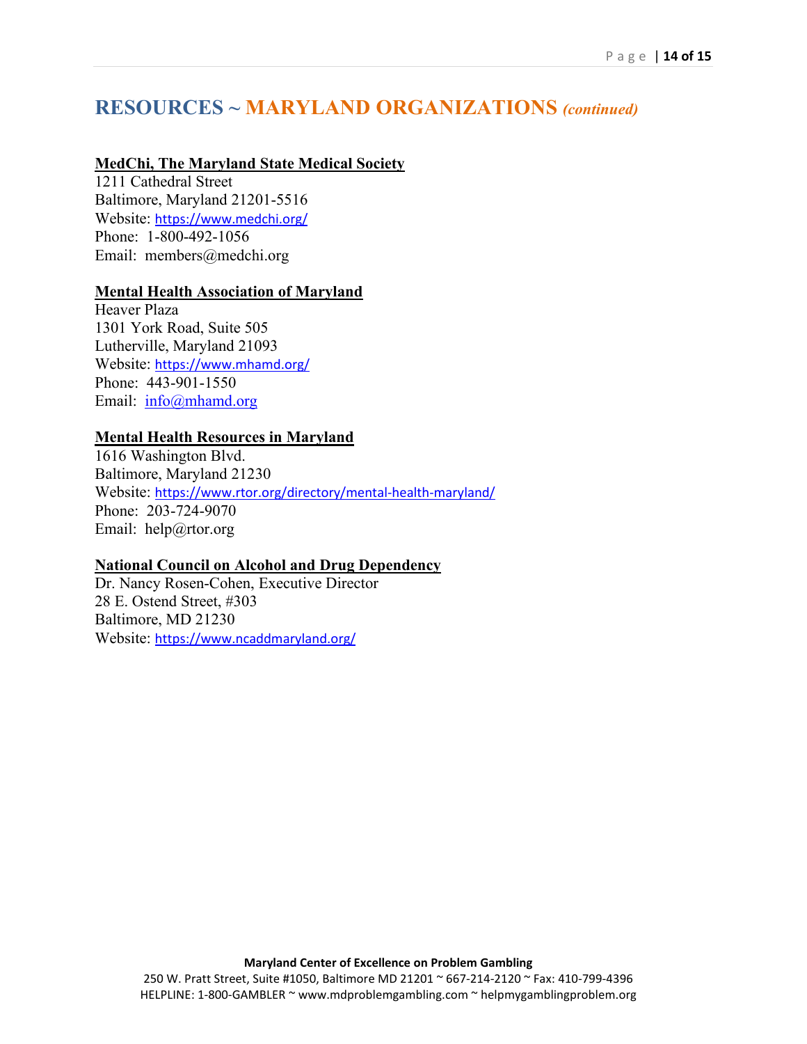## RESOURCES ~ MARYLAND ORGANIZATIONS *(continued)*

**MedChi, The Maryland State Medical Society**
1211 Cathedral Street
Baltimore, Maryland 21201-5516
Website: https://www.medchi.org/
Phone: 1-800-492-1056
Email: members@medchi.org

**Mental Health Association of Maryland**
Heaver Plaza
1301 York Road, Suite 505
Lutherville, Maryland 21093
Website: https://www.mhamd.org/
Phone: 443-901-1550
Email: info@mhamd.org

**Mental Health Resources in Maryland**
1616 Washington Blvd.
Baltimore, Maryland 21230
Website: https://www.rtor.org/directory/mental-health-maryland/
Phone: 203-724-9070
Email: help@rtor.org

**National Council on Alcohol and Drug Dependency**
Dr. Nancy Rosen-Cohen, Executive Director
28 E. Ostend Street, #303
Baltimore, MD 21230
Website: https://www.ncaddmaryland.org/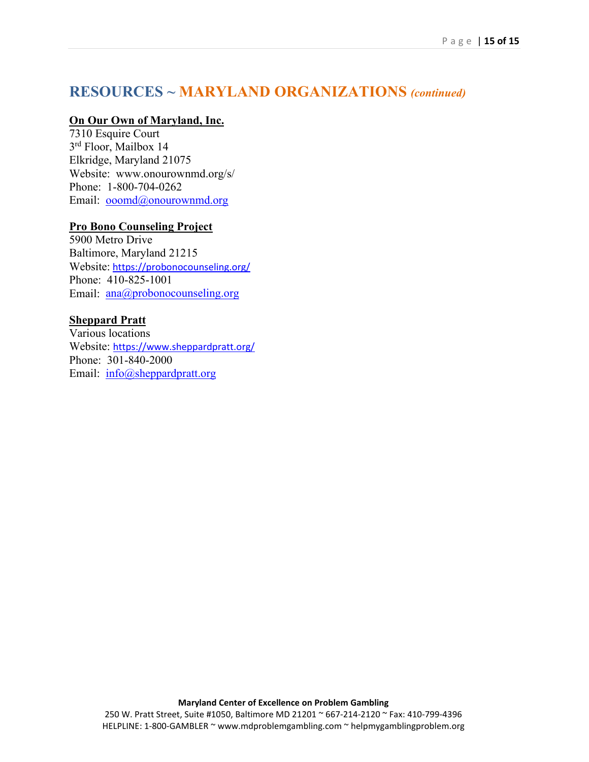## RESOURCES ~ MARYLAND ORGANIZATIONS *(continued)*

**On Our Own of Maryland, Inc.**
7310 Esquire Court
3rd Floor, Mailbox 14
Elkridge, Maryland 21075
Website: www.onourownmd.org/s/
Phone: 1-800-704-0262
Email: ooomd@onourownmd.org

**Pro Bono Counseling Project**
5900 Metro Drive
Baltimore, Maryland 21215
Website: https://probonocounseling.org/
Phone: 410-825-1001
Email: ana@probonocounseling.org

**Sheppard Pratt**
Various locations
Website: https://www.sheppardpratt.org/
Phone: 301-840-2000
Email: info@sheppardpratt.org